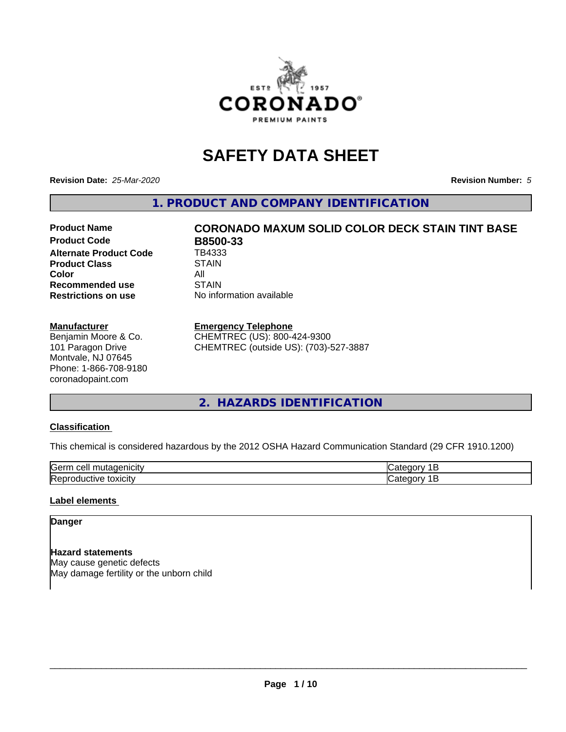# SAFETY DATA SHEET

**Revision Date:** *25-Mar-2020* **Revision Number:** *5*

## 1. PRODUCT AND COMPANY IDENTIFICATION

| | |
|---|---|
| **Product Name** | **CORONADO MAXUM SOLID COLOR DECK STAIN TINT BASE** |
| **Product Code** | **B8500-33** |
| **Alternate Product Code** | TB4333 |
| **Product Class** | STAIN |
| **Color** | All |
| **Recommended use** | STAIN |
| **Restrictions on use** | No information available |

**Manufacturer**
Benjamin Moore & Co.
101 Paragon Drive
Montvale, NJ 07645
Phone: 1-866-708-9180
coronadopaint.com

**Emergency Telephone**
CHEMTREC (US): 800-424-9300
CHEMTREC (outside US): (703)-527-3887

## 2. HAZARDS IDENTIFICATION

### Classification

This chemical is considered hazardous by the 2012 OSHA Hazard Communication Standard (29 CFR 1910.1200)

| | |
|---|---|
| Germ cell mutagenicity | Category 1B |
| Reproductive toxicity | Category 1B |

### Label elements

**Danger**

**Hazard statements**
May cause genetic defects
May damage fertility or the unborn child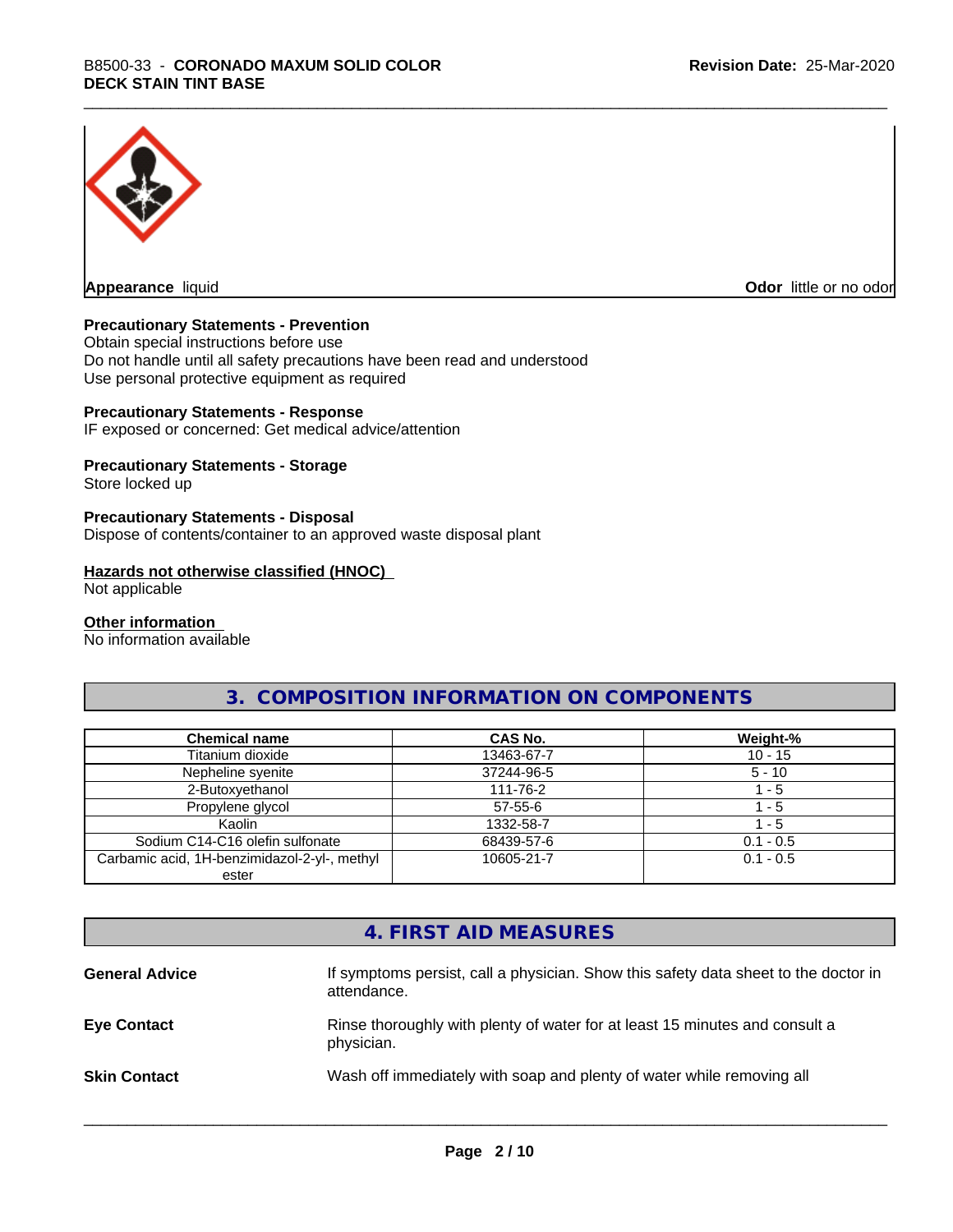**Appearance** liquid

**Odor** little or no odor

**Precautionary Statements - Prevention**

Obtain special instructions before use
Do not handle until all safety precautions have been read and understood
Use personal protective equipment as required

**Precautionary Statements - Response**

IF exposed or concerned: Get medical advice/attention

**Precautionary Statements - Storage**

Store locked up

**Precautionary Statements - Disposal**

Dispose of contents/container to an approved waste disposal plant

**Hazards not otherwise classified (HNOC)**

Not applicable

**Other information**

No information available

## 3. COMPOSITION INFORMATION ON COMPONENTS

| Chemical name | CAS No. | Weight-% |
|---|---|---|
| Titanium dioxide | 13463-67-7 | 10 - 15 |
| Nepheline syenite | 37244-96-5 | 5 - 10 |
| 2-Butoxyethanol | 111-76-2 | 1 - 5 |
| Propylene glycol | 57-55-6 | 1 - 5 |
| Kaolin | 1332-58-7 | 1 - 5 |
| Sodium C14-C16 olefin sulfonate | 68439-57-6 | 0.1 - 0.5 |
| Carbamic acid, 1H-benzimidazol-2-yl-, methyl ester | 10605-21-7 | 0.1 - 0.5 |

## 4. FIRST AID MEASURES

**General Advice** If symptoms persist, call a physician. Show this safety data sheet to the doctor in attendance.

**Eye Contact** Rinse thoroughly with plenty of water for at least 15 minutes and consult a physician.

**Skin Contact** Wash off immediately with soap and plenty of water while removing all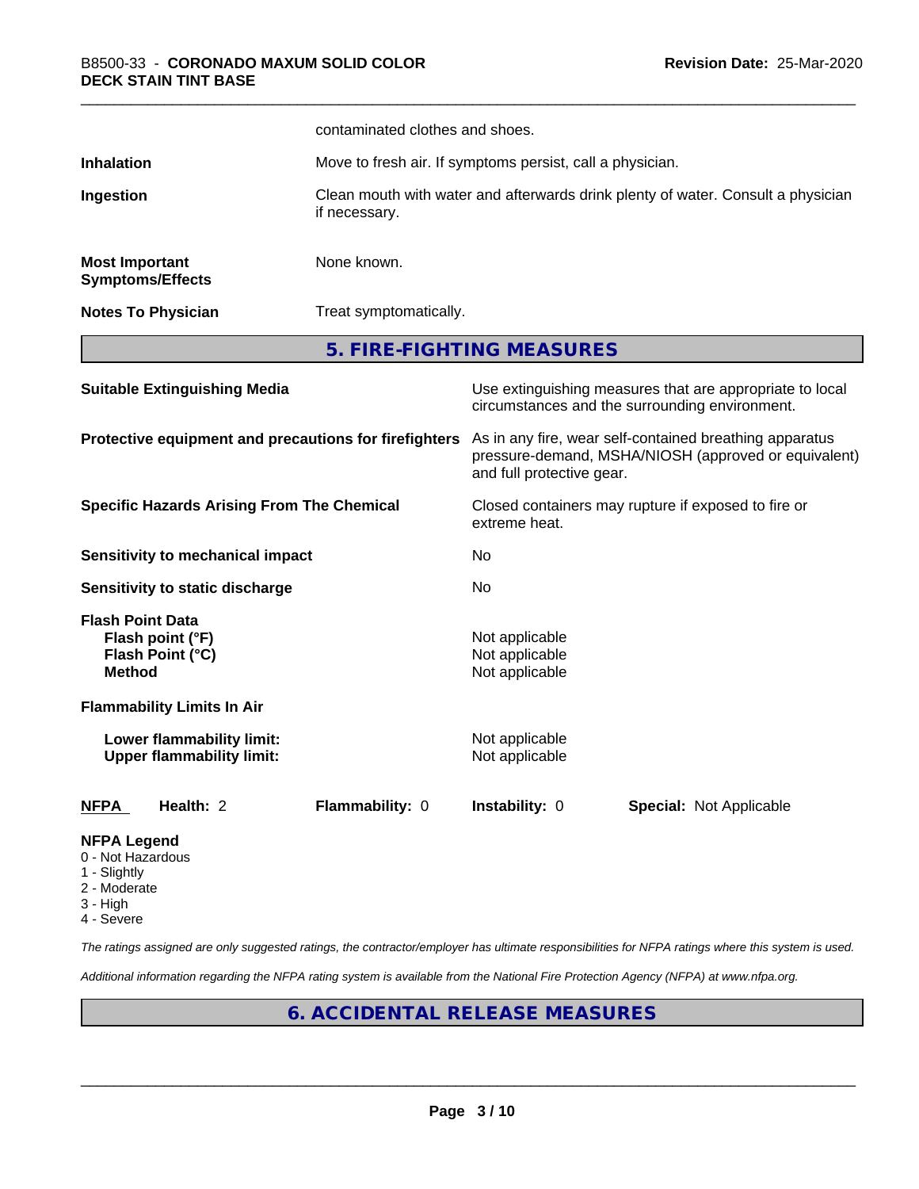| | |
|---|---|
| | contaminated clothes and shoes. |
| **Inhalation** | Move to fresh air. If symptoms persist, call a physician. |
| **Ingestion** | Clean mouth with water and afterwards drink plenty of water. Consult a physician if necessary. |
| **Most Important Symptoms/Effects** | None known. |
| **Notes To Physician** | Treat symptomatically. |

## 5. FIRE-FIGHTING MEASURES

| | |
|---|---|
| **Suitable Extinguishing Media** | Use extinguishing measures that are appropriate to local circumstances and the surrounding environment. |
| **Protective equipment and precautions for firefighters** | As in any fire, wear self-contained breathing apparatus pressure-demand, MSHA/NIOSH (approved or equivalent) and full protective gear. |
| **Specific Hazards Arising From The Chemical** | Closed containers may rupture if exposed to fire or extreme heat. |
| **Sensitivity to mechanical impact** | No |
| **Sensitivity to static discharge** | No |

**Flash Point Data**

| | |
|---|---|
| **Flash point (°F)** | Not applicable |
| **Flash Point (°C)** | Not applicable |
| **Method** | Not applicable |

**Flammability Limits In Air**

| | |
|---|---|
| **Lower flammability limit:** | Not applicable |
| **Upper flammability limit:** | Not applicable |

| **NFPA** | **Health:** 2 | **Flammability:** 0 | **Instability:** 0 | **Special:** Not Applicable |
|---|---|---|---|---|

**NFPA Legend**
- 0 - Not Hazardous
- 1 - Slightly
- 2 - Moderate
- 3 - High
- 4 - Severe

*The ratings assigned are only suggested ratings, the contractor/employer has ultimate responsibilities for NFPA ratings where this system is used.*

*Additional information regarding the NFPA rating system is available from the National Fire Protection Agency (NFPA) at www.nfpa.org.*

## 6. ACCIDENTAL RELEASE MEASURES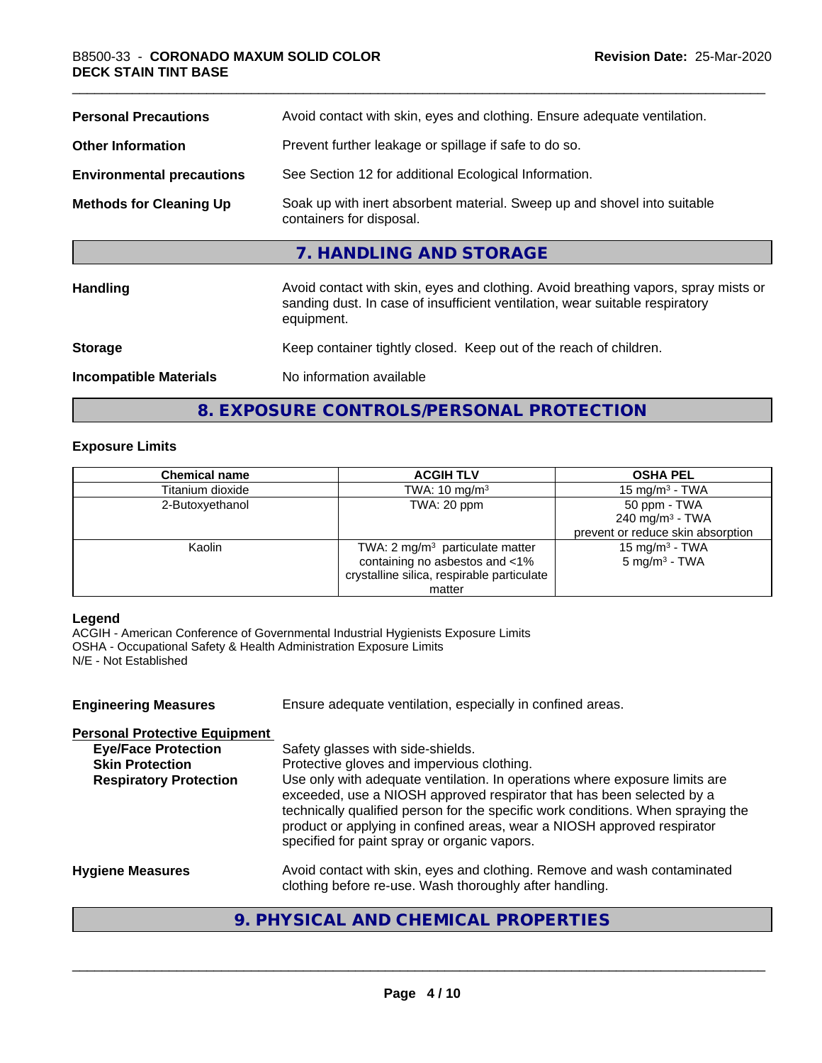| | |
|---|---|
| **Personal Precautions** | Avoid contact with skin, eyes and clothing. Ensure adequate ventilation. |
| **Other Information** | Prevent further leakage or spillage if safe to do so. |
| **Environmental precautions** | See Section 12 for additional Ecological Information. |
| **Methods for Cleaning Up** | Soak up with inert absorbent material. Sweep up and shovel into suitable containers for disposal. |

## 7. HANDLING AND STORAGE

| | |
|---|---|
| **Handling** | Avoid contact with skin, eyes and clothing. Avoid breathing vapors, spray mists or sanding dust. In case of insufficient ventilation, wear suitable respiratory equipment. |
| **Storage** | Keep container tightly closed. Keep out of the reach of children. |
| **Incompatible Materials** | No information available |

## 8. EXPOSURE CONTROLS/PERSONAL PROTECTION

### Exposure Limits

| Chemical name | ACGIH TLV | OSHA PEL |
|---|---|---|
| Titanium dioxide | TWA: 10 mg/m³ | 15 mg/m³ - TWA |
| 2-Butoxyethanol | TWA: 20 ppm | 50 ppm - TWA<br>240 mg/m³ - TWA<br>prevent or reduce skin absorption |
| Kaolin | TWA: 2 mg/m³ particulate matter containing no asbestos and <1% crystalline silica, respirable particulate matter | 15 mg/m³ - TWA<br>5 mg/m³ - TWA |

**Legend**

ACGIH - American Conference of Governmental Industrial Hygienists Exposure Limits
OSHA - Occupational Safety & Health Administration Exposure Limits
N/E - Not Established

**Engineering Measures** Ensure adequate ventilation, especially in confined areas.

**Personal Protective Equipment**

- **Eye/Face Protection** Safety glasses with side-shields.
- **Skin Protection** Protective gloves and impervious clothing.
- **Respiratory Protection** Use only with adequate ventilation. In operations where exposure limits are exceeded, use a NIOSH approved respirator that has been selected by a technically qualified person for the specific work conditions. When spraying the product or applying in confined areas, wear a NIOSH approved respirator specified for paint spray or organic vapors.

**Hygiene Measures** Avoid contact with skin, eyes and clothing. Remove and wash contaminated clothing before re-use. Wash thoroughly after handling.

## 9. PHYSICAL AND CHEMICAL PROPERTIES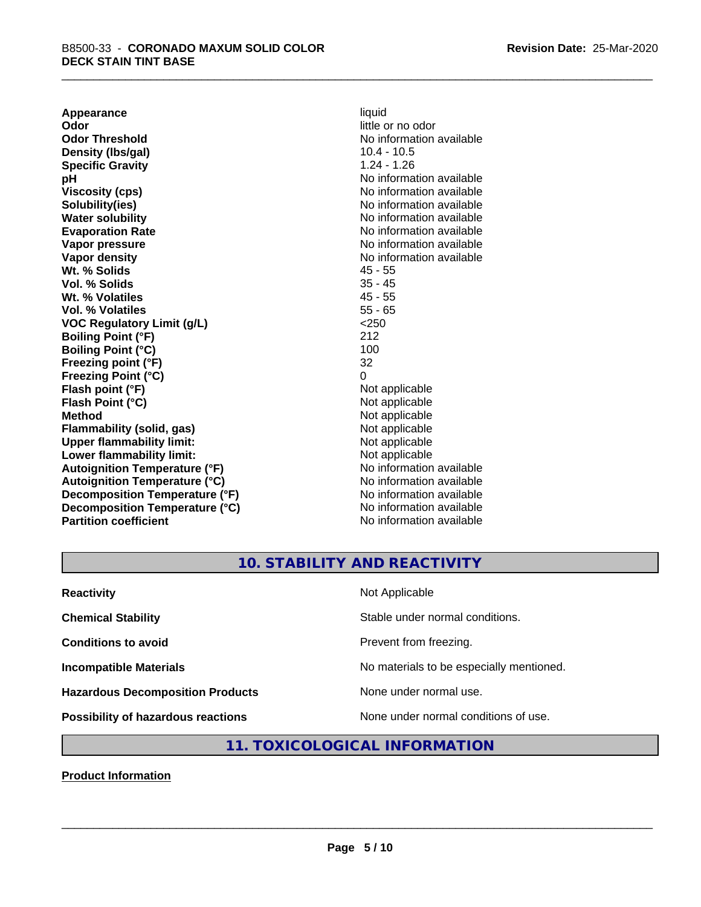| | |
|---|---|
| **Appearance** | liquid |
| **Odor** | little or no odor |
| **Odor Threshold** | No information available |
| **Density (lbs/gal)** | 10.4 - 10.5 |
| **Specific Gravity** | 1.24 - 1.26 |
| **pH** | No information available |
| **Viscosity (cps)** | No information available |
| **Solubility(ies)** | No information available |
| **Water solubility** | No information available |
| **Evaporation Rate** | No information available |
| **Vapor pressure** | No information available |
| **Vapor density** | No information available |
| **Wt. % Solids** | 45 - 55 |
| **Vol. % Solids** | 35 - 45 |
| **Wt. % Volatiles** | 45 - 55 |
| **Vol. % Volatiles** | 55 - 65 |
| **VOC Regulatory Limit (g/L)** | <250 |
| **Boiling Point (°F)** | 212 |
| **Boiling Point (°C)** | 100 |
| **Freezing point (°F)** | 32 |
| **Freezing Point (°C)** | 0 |
| **Flash point (°F)** | Not applicable |
| **Flash Point (°C)** | Not applicable |
| **Method** | Not applicable |
| **Flammability (solid, gas)** | Not applicable |
| **Upper flammability limit:** | Not applicable |
| **Lower flammability limit:** | Not applicable |
| **Autoignition Temperature (°F)** | No information available |
| **Autoignition Temperature (°C)** | No information available |
| **Decomposition Temperature (°F)** | No information available |
| **Decomposition Temperature (°C)** | No information available |
| **Partition coefficient** | No information available |

## 10. STABILITY AND REACTIVITY

| | |
|---|---|
| **Reactivity** | Not Applicable |
| **Chemical Stability** | Stable under normal conditions. |
| **Conditions to avoid** | Prevent from freezing. |
| **Incompatible Materials** | No materials to be especially mentioned. |
| **Hazardous Decomposition Products** | None under normal use. |
| **Possibility of hazardous reactions** | None under normal conditions of use. |

## 11. TOXICOLOGICAL INFORMATION

**Product Information**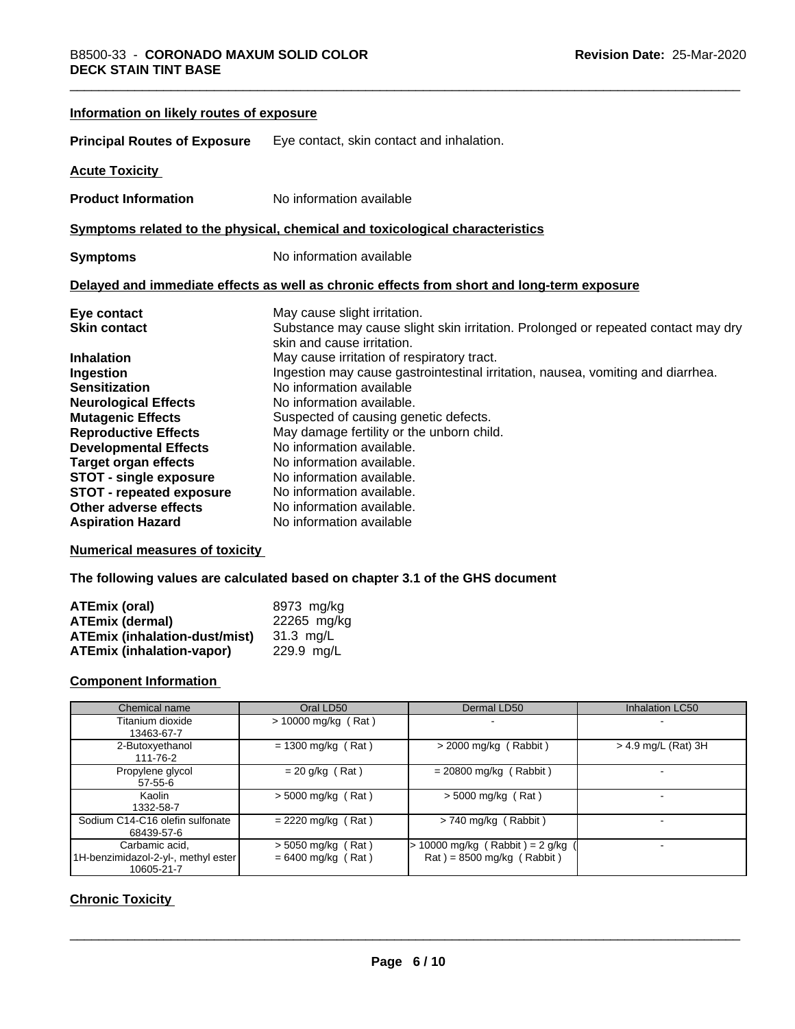### Information on likely routes of exposure

**Principal Routes of Exposure** Eye contact, skin contact and inhalation.

### Acute Toxicity

**Product Information** No information available

### Symptoms related to the physical, chemical and toxicological characteristics

**Symptoms** No information available

### Delayed and immediate effects as well as chronic effects from short and long-term exposure

**Eye contact** May cause slight irritation.
**Skin contact** Substance may cause slight skin irritation. Prolonged or repeated contact may dry skin and cause irritation.
**Inhalation** May cause irritation of respiratory tract.
**Ingestion** Ingestion may cause gastrointestinal irritation, nausea, vomiting and diarrhea.
**Sensitization** No information available
**Neurological Effects** No information available.
**Mutagenic Effects** Suspected of causing genetic defects.
**Reproductive Effects** May damage fertility or the unborn child.
**Developmental Effects** No information available.
**Target organ effects** No information available.
**STOT - single exposure** No information available.
**STOT - repeated exposure** No information available.
**Other adverse effects** No information available.
**Aspiration Hazard** No information available

### Numerical measures of toxicity

**The following values are calculated based on chapter 3.1 of the GHS document**

**ATEmix (oral)** 8973 mg/kg
**ATEmix (dermal)** 22265 mg/kg
**ATEmix (inhalation-dust/mist)** 31.3 mg/L
**ATEmix (inhalation-vapor)** 229.9 mg/L

### Component Information

| Chemical name | Oral LD50 | Dermal LD50 | Inhalation LC50 |
|---|---|---|---|
| Titanium dioxide<br>13463-67-7 | > 10000 mg/kg ( Rat ) | - | - |
| 2-Butoxyethanol<br>111-76-2 | = 1300 mg/kg ( Rat ) | > 2000 mg/kg ( Rabbit ) | > 4.9 mg/L (Rat) 3H |
| Propylene glycol<br>57-55-6 | = 20 g/kg ( Rat ) | = 20800 mg/kg ( Rabbit ) | - |
| Kaolin<br>1332-58-7 | > 5000 mg/kg ( Rat ) | > 5000 mg/kg ( Rat ) | - |
| Sodium C14-C16 olefin sulfonate<br>68439-57-6 | = 2220 mg/kg ( Rat ) | > 740 mg/kg ( Rabbit ) | - |
| Carbamic acid, 1H-benzimidazol-2-yl-, methyl ester<br>10605-21-7 | > 5050 mg/kg ( Rat )<br>= 6400 mg/kg ( Rat ) | > 10000 mg/kg ( Rabbit ) = 2 g/kg ( Rat ) = 8500 mg/kg ( Rabbit ) | - |

### Chronic Toxicity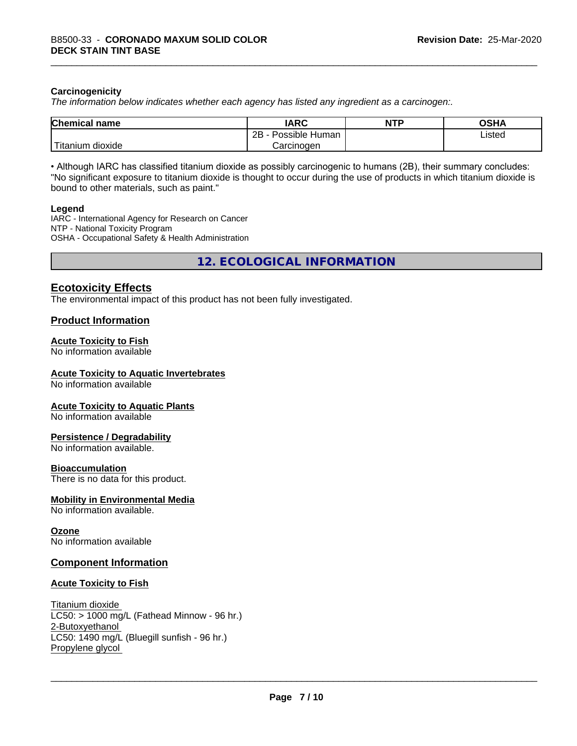**Carcinogenicity**

*The information below indicates whether each agency has listed any ingredient as a carcinogen:.*

| Chemical name | IARC | NTP | OSHA |
|---|---|---|---|
| Titanium dioxide | 2B - Possible Human Carcinogen | | Listed |

• Although IARC has classified titanium dioxide as possibly carcinogenic to humans (2B), their summary concludes: "No significant exposure to titanium dioxide is thought to occur during the use of products in which titanium dioxide is bound to other materials, such as paint."

**Legend**

IARC - International Agency for Research on Cancer
NTP - National Toxicity Program
OSHA - Occupational Safety & Health Administration

# 12. ECOLOGICAL INFORMATION

## Ecotoxicity Effects

The environmental impact of this product has not been fully investigated.

### Product Information

**Acute Toxicity to Fish**
No information available

**Acute Toxicity to Aquatic Invertebrates**
No information available

**Acute Toxicity to Aquatic Plants**
No information available

**Persistence / Degradability**
No information available.

**Bioaccumulation**
There is no data for this product.

**Mobility in Environmental Media**
No information available.

**Ozone**
No information available

### Component Information

**Acute Toxicity to Fish**

Titanium dioxide
LC50: > 1000 mg/L (Fathead Minnow - 96 hr.)
2-Butoxyethanol
LC50: 1490 mg/L (Bluegill sunfish - 96 hr.)
Propylene glycol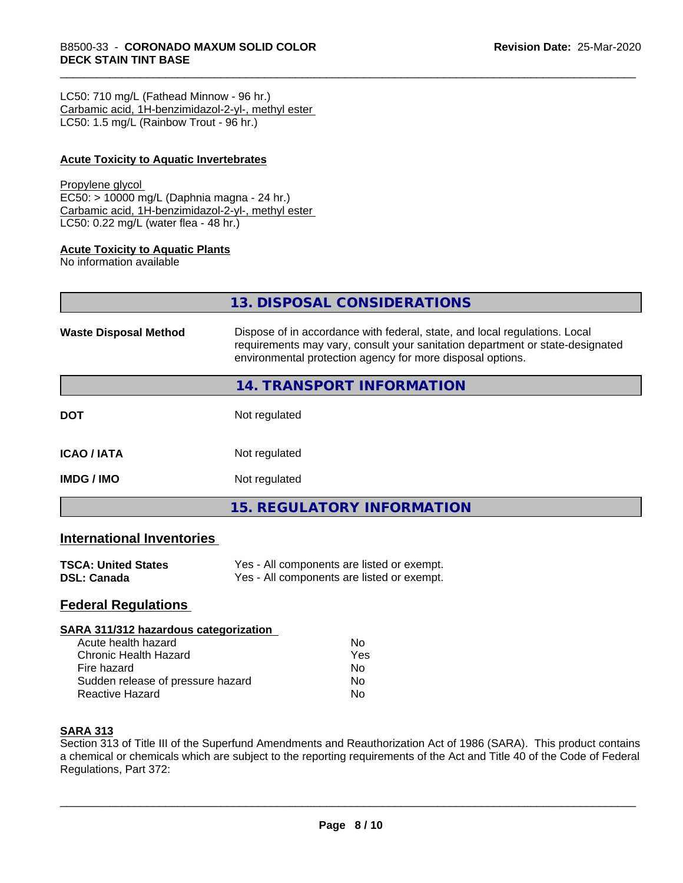LC50: 710 mg/L (Fathead Minnow - 96 hr.)
Carbamic acid, 1H-benzimidazol-2-yl-, methyl ester
LC50: 1.5 mg/L (Rainbow Trout - 96 hr.)

**Acute Toxicity to Aquatic Invertebrates**

Propylene glycol
EC50: > 10000 mg/L (Daphnia magna - 24 hr.)
Carbamic acid, 1H-benzimidazol-2-yl-, methyl ester
LC50: 0.22 mg/L (water flea - 48 hr.)

**Acute Toxicity to Aquatic Plants**
No information available

## 13. DISPOSAL CONSIDERATIONS

**Waste Disposal Method** Dispose of in accordance with federal, state, and local regulations. Local requirements may vary, consult your sanitation department or state-designated environmental protection agency for more disposal options.

## 14. TRANSPORT INFORMATION

| | |
|---|---|
| **DOT** | Not regulated |
| **ICAO / IATA** | Not regulated |
| **IMDG / IMO** | Not regulated |

## 15. REGULATORY INFORMATION

### International Inventories

| | |
|---|---|
| **TSCA: United States** | Yes - All components are listed or exempt. |
| **DSL: Canada** | Yes - All components are listed or exempt. |

### Federal Regulations

**SARA 311/312 hazardous categorization**

| | |
|---|---|
| Acute health hazard | No |
| Chronic Health Hazard | Yes |
| Fire hazard | No |
| Sudden release of pressure hazard | No |
| Reactive Hazard | No |

**SARA 313**
Section 313 of Title III of the Superfund Amendments and Reauthorization Act of 1986 (SARA). This product contains a chemical or chemicals which are subject to the reporting requirements of the Act and Title 40 of the Code of Federal Regulations, Part 372: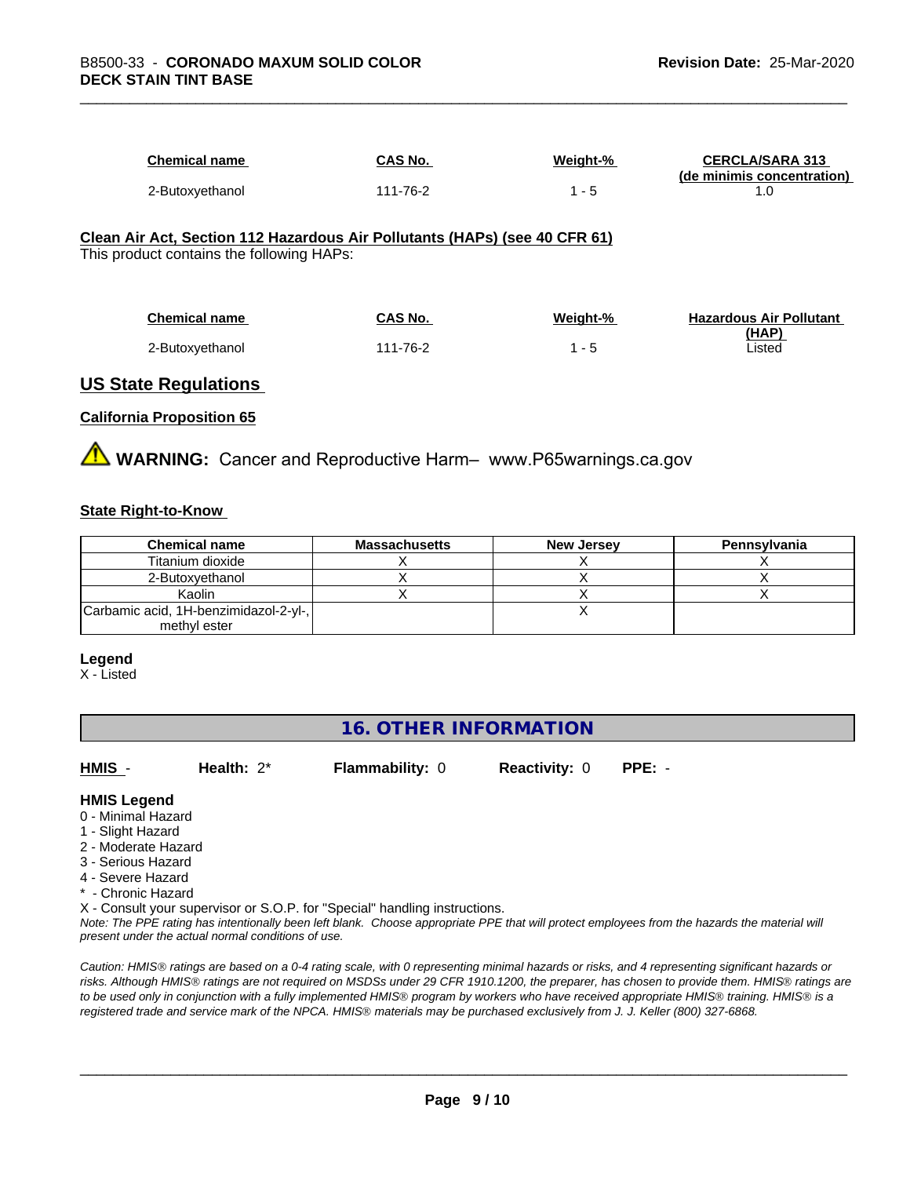| Chemical name | CAS No. | Weight-% | CERCLA/SARA 313 (de minimis concentration) |
|---|---|---|---|
| 2-Butoxyethanol | 111-76-2 | 1 - 5 | 1.0 |

**Clean Air Act, Section 112 Hazardous Air Pollutants (HAPs) (see 40 CFR 61)**

This product contains the following HAPs:

| Chemical name | CAS No. | Weight-% | Hazardous Air Pollutant (HAP) |
|---|---|---|---|
| 2-Butoxyethanol | 111-76-2 | 1 - 5 | Listed |

## US State Regulations

**California Proposition 65**

**WARNING:** Cancer and Reproductive Harm– www.P65warnings.ca.gov

**State Right-to-Know**

| Chemical name | Massachusetts | New Jersey | Pennsylvania |
|---|---|---|---|
| Titanium dioxide | X | X | X |
| 2-Butoxyethanol | X | X | X |
| Kaolin | X | X | X |
| Carbamic acid, 1H-benzimidazol-2-yl-, methyl ester | | X | |

**Legend**

X - Listed

## 16. OTHER INFORMATION

**HMIS** - **Health:** 2* **Flammability:** 0 **Reactivity:** 0 **PPE:** -

**HMIS Legend**

0 - Minimal Hazard
1 - Slight Hazard
2 - Moderate Hazard
3 - Serious Hazard
4 - Severe Hazard
* - Chronic Hazard
X - Consult your supervisor or S.O.P. for "Special" handling instructions.

*Note: The PPE rating has intentionally been left blank. Choose appropriate PPE that will protect employees from the hazards the material will present under the actual normal conditions of use.*

*Caution: HMIS® ratings are based on a 0-4 rating scale, with 0 representing minimal hazards or risks, and 4 representing significant hazards or risks. Although HMIS® ratings are not required on MSDSs under 29 CFR 1910.1200, the preparer, has chosen to provide them. HMIS® ratings are to be used only in conjunction with a fully implemented HMIS® program by workers who have received appropriate HMIS® training. HMIS® is a registered trade and service mark of the NPCA. HMIS® materials may be purchased exclusively from J. J. Keller (800) 327-6868.*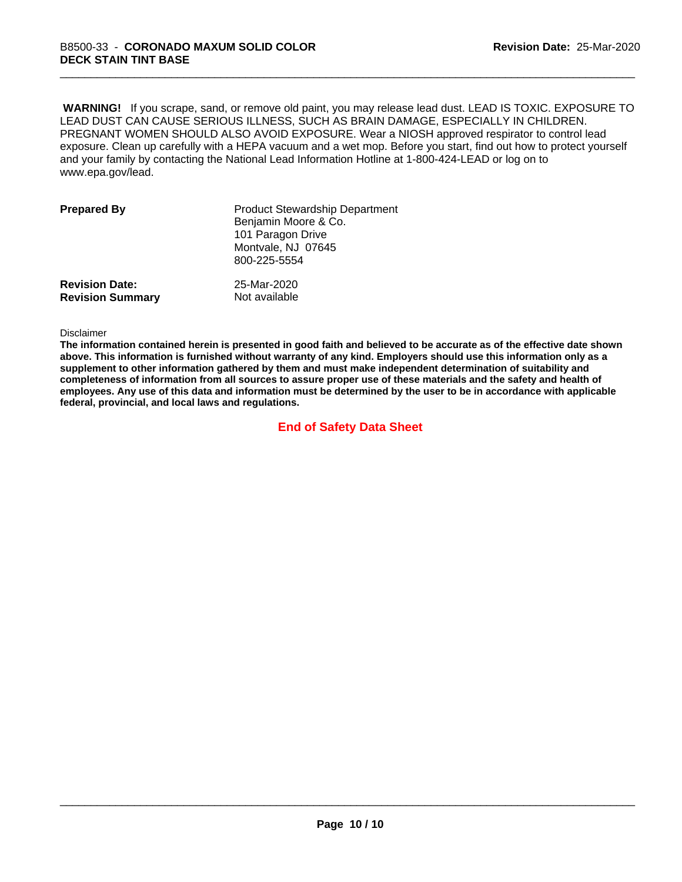**WARNING!** If you scrape, sand, or remove old paint, you may release lead dust. LEAD IS TOXIC. EXPOSURE TO LEAD DUST CAN CAUSE SERIOUS ILLNESS, SUCH AS BRAIN DAMAGE, ESPECIALLY IN CHILDREN. PREGNANT WOMEN SHOULD ALSO AVOID EXPOSURE. Wear a NIOSH approved respirator to control lead exposure. Clean up carefully with a HEPA vacuum and a wet mop. Before you start, find out how to protect yourself and your family by contacting the National Lead Information Hotline at 1-800-424-LEAD or log on to www.epa.gov/lead.

| | |
|---|---|
| **Prepared By** | Product Stewardship Department<br>Benjamin Moore & Co.<br>101 Paragon Drive<br>Montvale, NJ 07645<br>800-225-5554 |
| **Revision Date:** | 25-Mar-2020 |
| **Revision Summary** | Not available |

Disclaimer

**The information contained herein is presented in good faith and believed to be accurate as of the effective date shown above. This information is furnished without warranty of any kind. Employers should use this information only as a supplement to other information gathered by them and must make independent determination of suitability and completeness of information from all sources to assure proper use of these materials and the safety and health of employees. Any use of this data and information must be determined by the user to be in accordance with applicable federal, provincial, and local laws and regulations.**

**End of Safety Data Sheet**